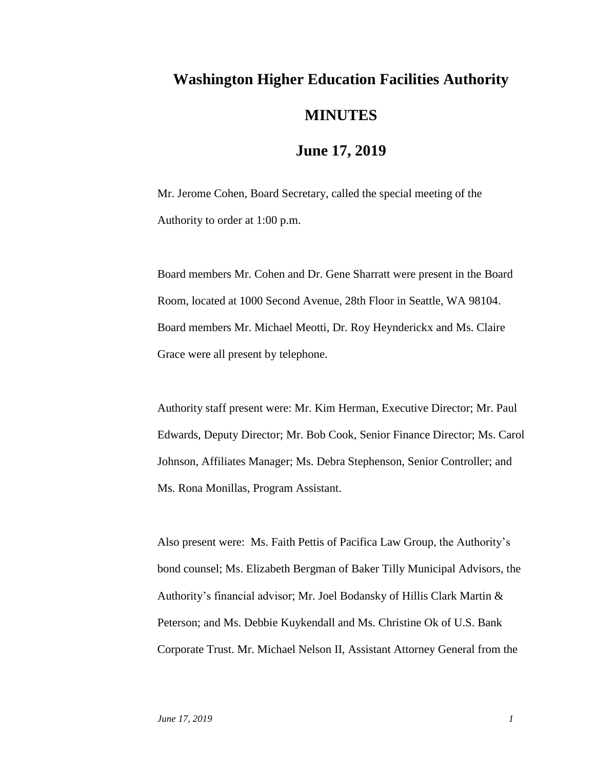# Washington Higher Education Facilities Authority

## MINUTES

## June 17, 2019

Mr. Jerome Cohen, Board Secretary, called the special meeting of the Authority to order at 1:00 p.m.

Board members Mr. Cohen and Dr. Gene Sharratt were present in the Board Room, located at 1000 Second Avenue, 28th Floor in Seattle, WA 98104. Board members Mr. Michael Meotti, Dr. Roy Heynderickx and Ms. Claire Grace were all present by telephone.

Authority staff present were: Mr. Kim Herman, Executive Director; Mr. Paul Edwards, Deputy Director; Mr. Bob Cook, Senior Finance Director; Ms. Carol Johnson, Affiliates Manager; Ms. Debra Stephenson, Senior Controller; and Ms. Rona Monillas, Program Assistant.

Also present were: Ms. Faith Pettis of Pacifica Law Group, the Authority's bond counsel; Ms. Elizabeth Bergman of Baker Tilly Municipal Advisors, the Authority's financial advisor; Mr. Joel Bodansky of Hillis Clark Martin & Peterson; and Ms. Debbie Kuykendall and Ms. Christine Ok of U.S. Bank Corporate Trust. Mr. Michael Nelson II, Assistant Attorney General from the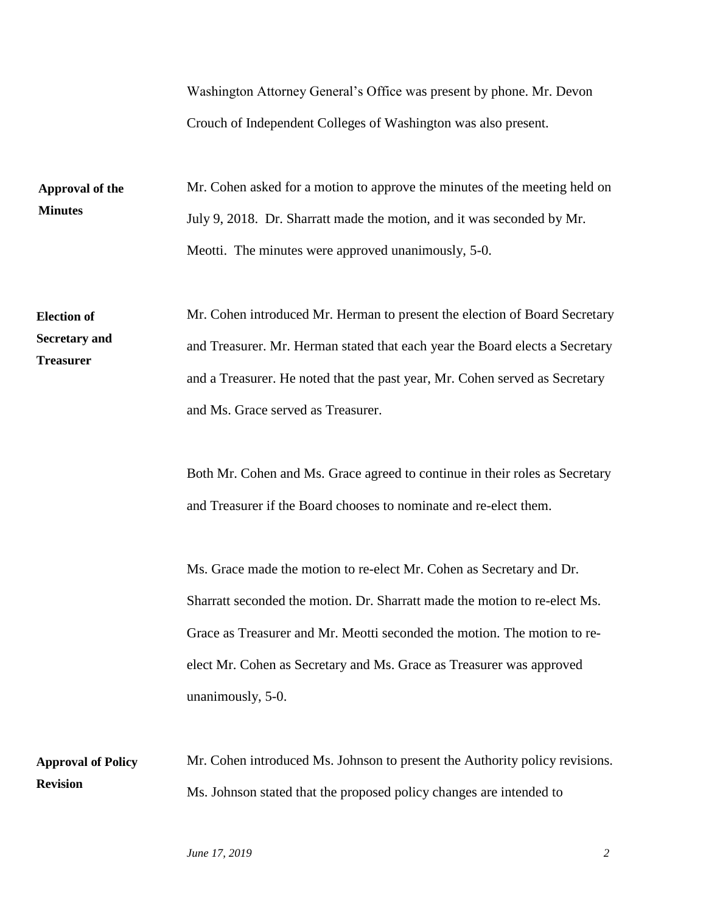Washington Attorney General's Office was present by phone. Mr. Devon Crouch of Independent Colleges of Washington was also present.

**Approval of the Minutes**

Mr. Cohen asked for a motion to approve the minutes of the meeting held on July 9, 2018. Dr. Sharratt made the motion, and it was seconded by Mr. Meotti. The minutes were approved unanimously, 5-0.

**Election of Secretary and Treasurer**

Mr. Cohen introduced Mr. Herman to present the election of Board Secretary and Treasurer. Mr. Herman stated that each year the Board elects a Secretary and a Treasurer. He noted that the past year, Mr. Cohen served as Secretary and Ms. Grace served as Treasurer.

Both Mr. Cohen and Ms. Grace agreed to continue in their roles as Secretary and Treasurer if the Board chooses to nominate and re-elect them.

Ms. Grace made the motion to re-elect Mr. Cohen as Secretary and Dr. Sharratt seconded the motion. Dr. Sharratt made the motion to re-elect Ms. Grace as Treasurer and Mr. Meotti seconded the motion. The motion to re-elect Mr. Cohen as Secretary and Ms. Grace as Treasurer was approved unanimously, 5-0.

**Approval of Policy Revision**

Mr. Cohen introduced Ms. Johnson to present the Authority policy revisions. Ms. Johnson stated that the proposed policy changes are intended to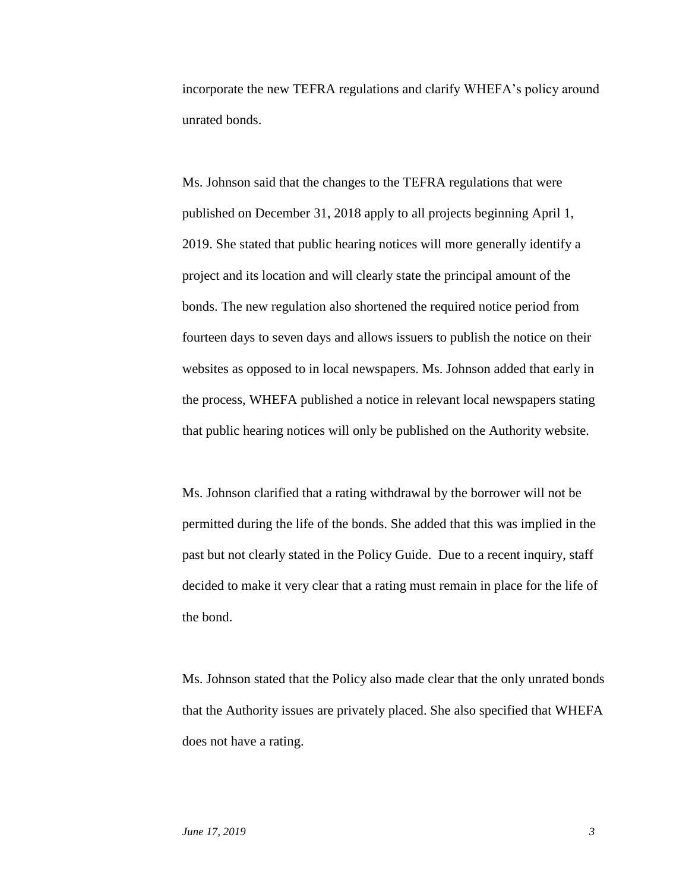incorporate the new TEFRA regulations and clarify WHEFA's policy around unrated bonds.

Ms. Johnson said that the changes to the TEFRA regulations that were published on December 31, 2018 apply to all projects beginning April 1, 2019. She stated that public hearing notices will more generally identify a project and its location and will clearly state the principal amount of the bonds. The new regulation also shortened the required notice period from fourteen days to seven days and allows issuers to publish the notice on their websites as opposed to in local newspapers. Ms. Johnson added that early in the process, WHEFA published a notice in relevant local newspapers stating that public hearing notices will only be published on the Authority website.

Ms. Johnson clarified that a rating withdrawal by the borrower will not be permitted during the life of the bonds. She added that this was implied in the past but not clearly stated in the Policy Guide. Due to a recent inquiry, staff decided to make it very clear that a rating must remain in place for the life of the bond.

Ms. Johnson stated that the Policy also made clear that the only unrated bonds that the Authority issues are privately placed. She also specified that WHEFA does not have a rating.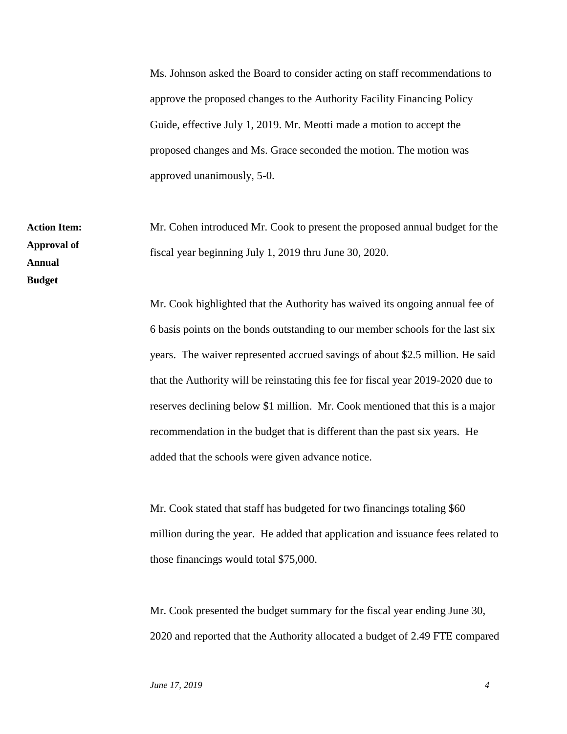Ms. Johnson asked the Board to consider acting on staff recommendations to approve the proposed changes to the Authority Facility Financing Policy Guide, effective July 1, 2019. Mr. Meotti made a motion to accept the proposed changes and Ms. Grace seconded the motion. The motion was approved unanimously, 5-0.

**Action Item: Approval of Annual Budget**

Mr. Cohen introduced Mr. Cook to present the proposed annual budget for the fiscal year beginning July 1, 2019 thru June 30, 2020.

Mr. Cook highlighted that the Authority has waived its ongoing annual fee of 6 basis points on the bonds outstanding to our member schools for the last six years. The waiver represented accrued savings of about $2.5 million. He said that the Authority will be reinstating this fee for fiscal year 2019-2020 due to reserves declining below $1 million. Mr. Cook mentioned that this is a major recommendation in the budget that is different than the past six years. He added that the schools were given advance notice.

Mr. Cook stated that staff has budgeted for two financings totaling $60 million during the year. He added that application and issuance fees related to those financings would total $75,000.

Mr. Cook presented the budget summary for the fiscal year ending June 30, 2020 and reported that the Authority allocated a budget of 2.49 FTE compared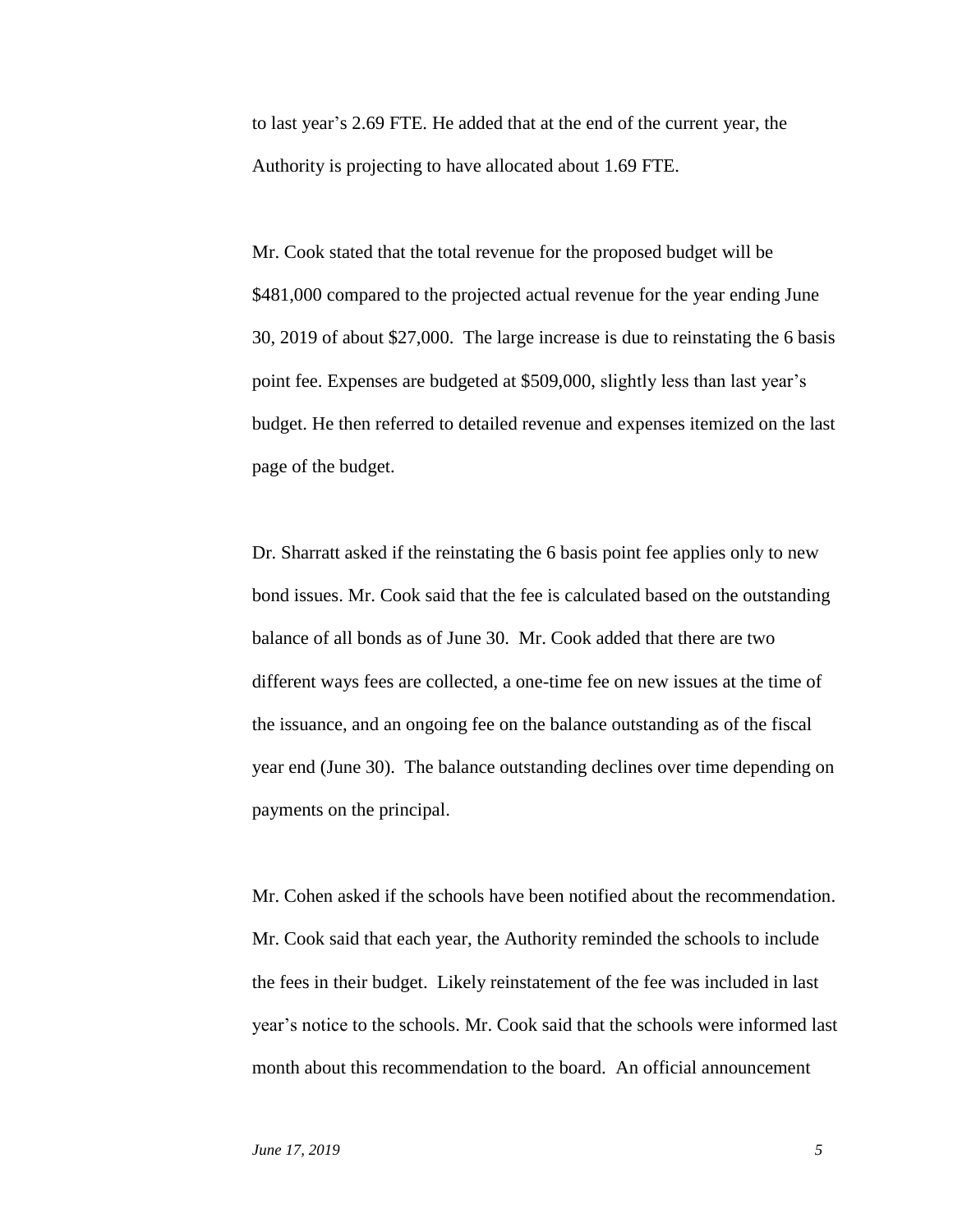to last year's 2.69 FTE. He added that at the end of the current year, the Authority is projecting to have allocated about 1.69 FTE.

Mr. Cook stated that the total revenue for the proposed budget will be $481,000 compared to the projected actual revenue for the year ending June 30, 2019 of about $27,000. The large increase is due to reinstating the 6 basis point fee. Expenses are budgeted at $509,000, slightly less than last year's budget. He then referred to detailed revenue and expenses itemized on the last page of the budget.

Dr. Sharratt asked if the reinstating the 6 basis point fee applies only to new bond issues. Mr. Cook said that the fee is calculated based on the outstanding balance of all bonds as of June 30. Mr. Cook added that there are two different ways fees are collected, a one-time fee on new issues at the time of the issuance, and an ongoing fee on the balance outstanding as of the fiscal year end (June 30). The balance outstanding declines over time depending on payments on the principal.

Mr. Cohen asked if the schools have been notified about the recommendation. Mr. Cook said that each year, the Authority reminded the schools to include the fees in their budget. Likely reinstatement of the fee was included in last year's notice to the schools. Mr. Cook said that the schools were informed last month about this recommendation to the board. An official announcement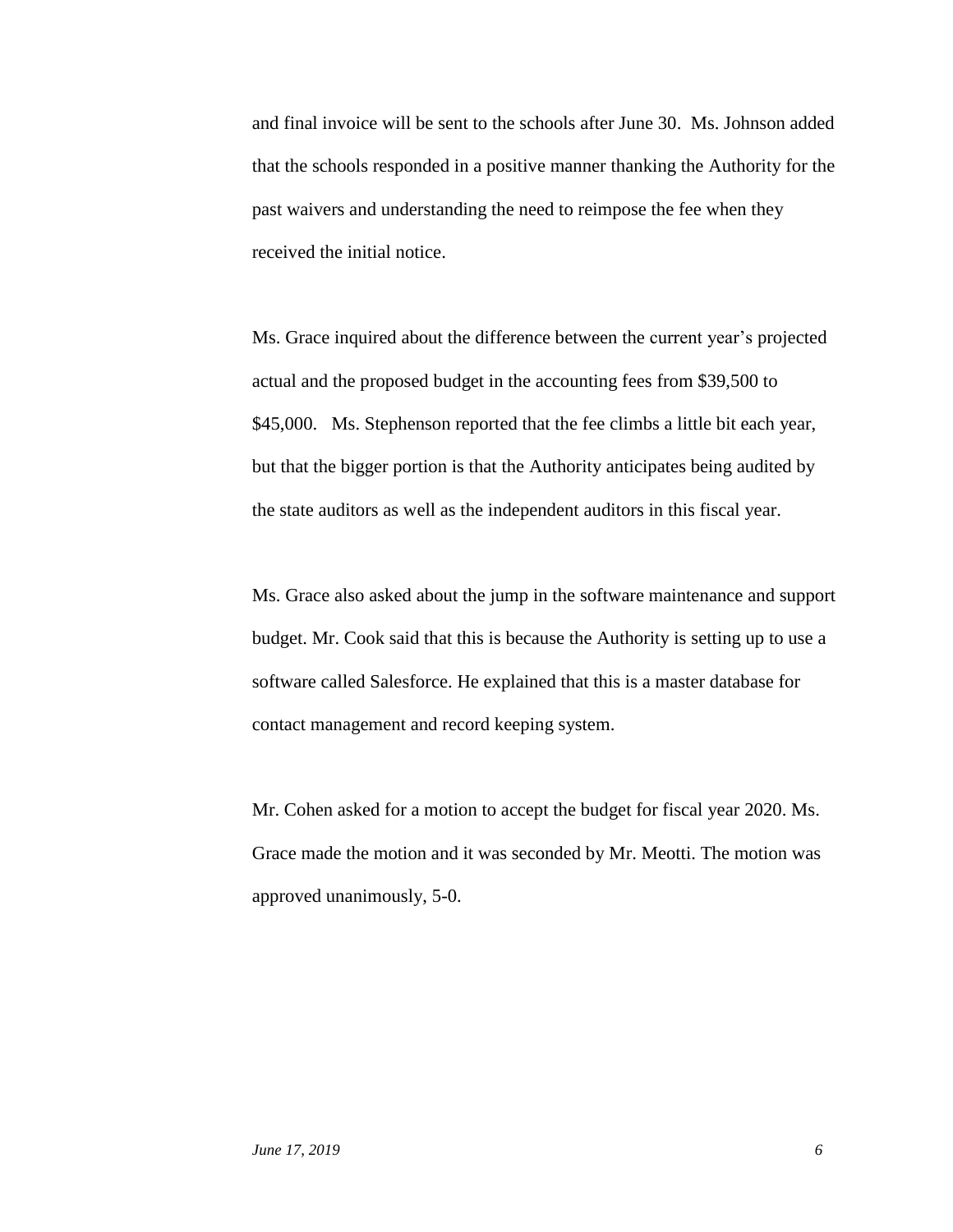and final invoice will be sent to the schools after June 30. Ms. Johnson added that the schools responded in a positive manner thanking the Authority for the past waivers and understanding the need to reimpose the fee when they received the initial notice.

Ms. Grace inquired about the difference between the current year's projected actual and the proposed budget in the accounting fees from $39,500 to $45,000. Ms. Stephenson reported that the fee climbs a little bit each year, but that the bigger portion is that the Authority anticipates being audited by the state auditors as well as the independent auditors in this fiscal year.

Ms. Grace also asked about the jump in the software maintenance and support budget. Mr. Cook said that this is because the Authority is setting up to use a software called Salesforce. He explained that this is a master database for contact management and record keeping system.

Mr. Cohen asked for a motion to accept the budget for fiscal year 2020. Ms. Grace made the motion and it was seconded by Mr. Meotti. The motion was approved unanimously, 5-0.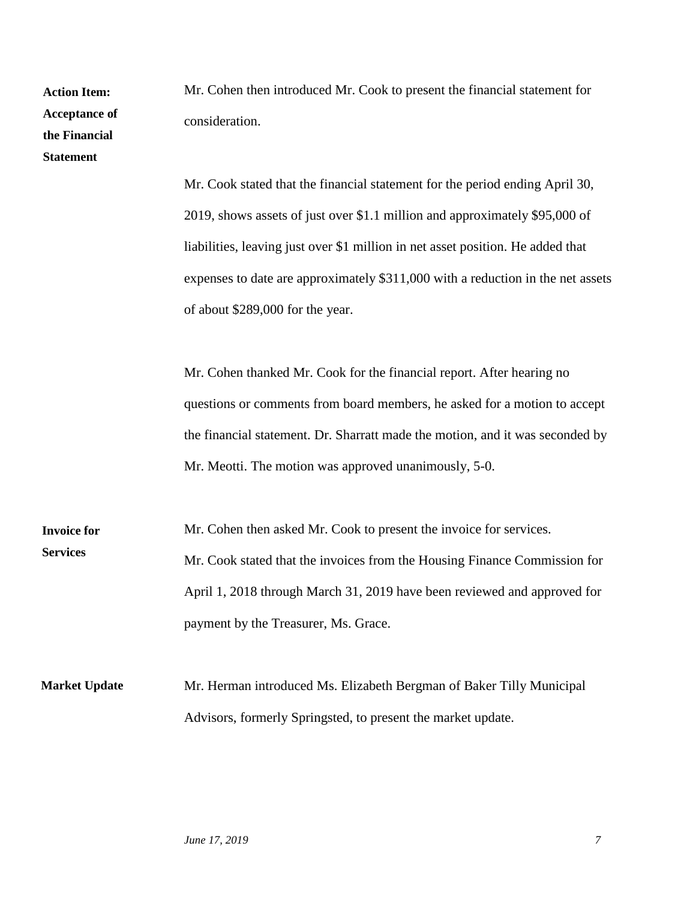**Action Item: Acceptance of the Financial Statement**

Mr. Cohen then introduced Mr. Cook to present the financial statement for consideration.

Mr. Cook stated that the financial statement for the period ending April 30, 2019, shows assets of just over $1.1 million and approximately $95,000 of liabilities, leaving just over $1 million in net asset position. He added that expenses to date are approximately $311,000 with a reduction in the net assets of about $289,000 for the year.

Mr. Cohen thanked Mr. Cook for the financial report. After hearing no questions or comments from board members, he asked for a motion to accept the financial statement. Dr. Sharratt made the motion, and it was seconded by Mr. Meotti. The motion was approved unanimously, 5-0.

**Invoice for Services**

Mr. Cohen then asked Mr. Cook to present the invoice for services. Mr. Cook stated that the invoices from the Housing Finance Commission for April 1, 2018 through March 31, 2019 have been reviewed and approved for payment by the Treasurer, Ms. Grace.

**Market Update**

Mr. Herman introduced Ms. Elizabeth Bergman of Baker Tilly Municipal Advisors, formerly Springsted, to present the market update.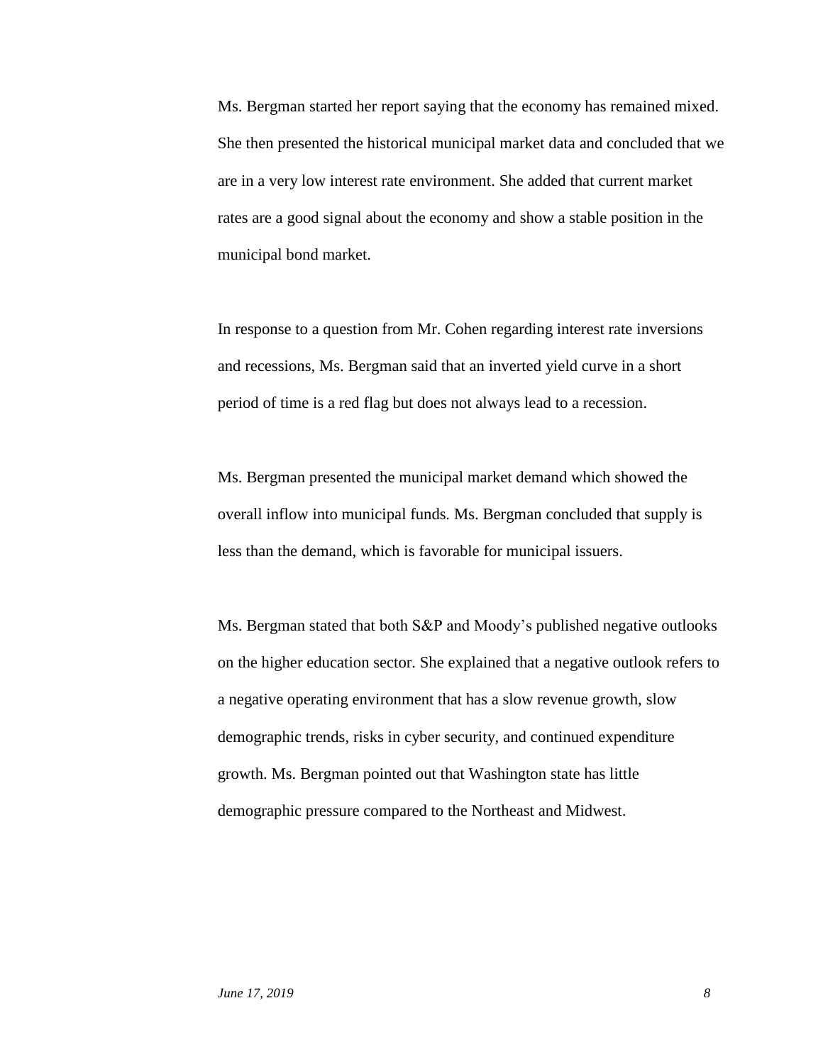Ms. Bergman started her report saying that the economy has remained mixed. She then presented the historical municipal market data and concluded that we are in a very low interest rate environment. She added that current market rates are a good signal about the economy and show a stable position in the municipal bond market.

In response to a question from Mr. Cohen regarding interest rate inversions and recessions, Ms. Bergman said that an inverted yield curve in a short period of time is a red flag but does not always lead to a recession.

Ms. Bergman presented the municipal market demand which showed the overall inflow into municipal funds. Ms. Bergman concluded that supply is less than the demand, which is favorable for municipal issuers.

Ms. Bergman stated that both S&P and Moody's published negative outlooks on the higher education sector. She explained that a negative outlook refers to a negative operating environment that has a slow revenue growth, slow demographic trends, risks in cyber security, and continued expenditure growth. Ms. Bergman pointed out that Washington state has little demographic pressure compared to the Northeast and Midwest.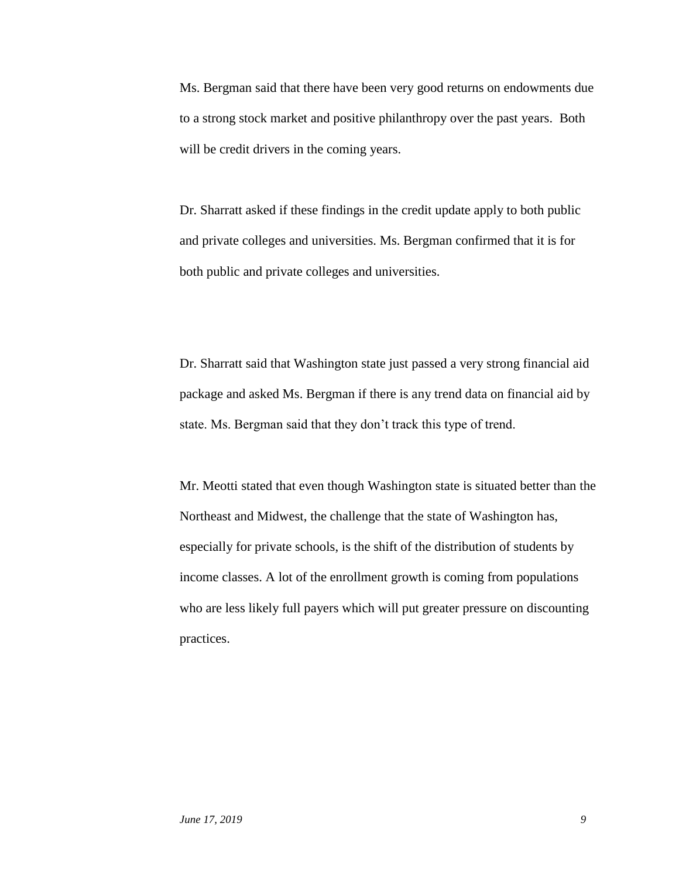Ms. Bergman said that there have been very good returns on endowments due to a strong stock market and positive philanthropy over the past years. Both will be credit drivers in the coming years.

Dr. Sharratt asked if these findings in the credit update apply to both public and private colleges and universities. Ms. Bergman confirmed that it is for both public and private colleges and universities.

Dr. Sharratt said that Washington state just passed a very strong financial aid package and asked Ms. Bergman if there is any trend data on financial aid by state. Ms. Bergman said that they don't track this type of trend.

Mr. Meotti stated that even though Washington state is situated better than the Northeast and Midwest, the challenge that the state of Washington has, especially for private schools, is the shift of the distribution of students by income classes. A lot of the enrollment growth is coming from populations who are less likely full payers which will put greater pressure on discounting practices.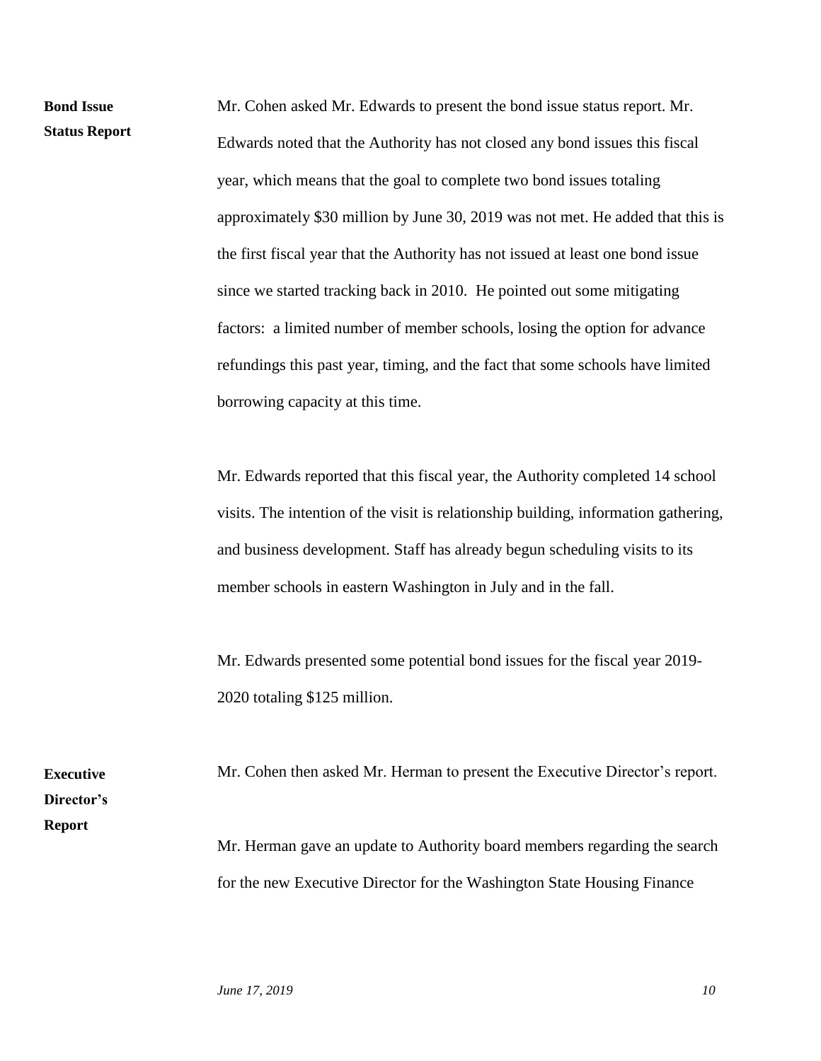**Bond Issue Status Report**

Mr. Cohen asked Mr. Edwards to present the bond issue status report. Mr. Edwards noted that the Authority has not closed any bond issues this fiscal year, which means that the goal to complete two bond issues totaling approximately $30 million by June 30, 2019 was not met. He added that this is the first fiscal year that the Authority has not issued at least one bond issue since we started tracking back in 2010. He pointed out some mitigating factors: a limited number of member schools, losing the option for advance refundings this past year, timing, and the fact that some schools have limited borrowing capacity at this time.

Mr. Edwards reported that this fiscal year, the Authority completed 14 school visits. The intention of the visit is relationship building, information gathering, and business development. Staff has already begun scheduling visits to its member schools in eastern Washington in July and in the fall.

Mr. Edwards presented some potential bond issues for the fiscal year 2019-2020 totaling $125 million.

**Executive Director's Report**

Mr. Cohen then asked Mr. Herman to present the Executive Director's report.

Mr. Herman gave an update to Authority board members regarding the search for the new Executive Director for the Washington State Housing Finance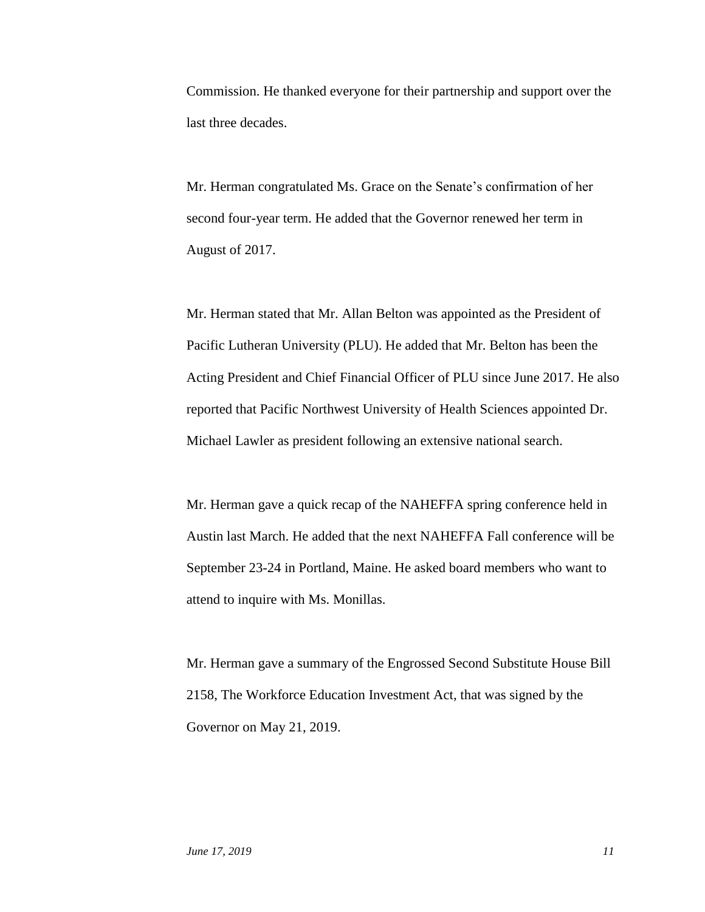Commission. He thanked everyone for their partnership and support over the last three decades.

Mr. Herman congratulated Ms. Grace on the Senate's confirmation of her second four-year term. He added that the Governor renewed her term in August of 2017.

Mr. Herman stated that Mr. Allan Belton was appointed as the President of Pacific Lutheran University (PLU). He added that Mr. Belton has been the Acting President and Chief Financial Officer of PLU since June 2017. He also reported that Pacific Northwest University of Health Sciences appointed Dr. Michael Lawler as president following an extensive national search.

Mr. Herman gave a quick recap of the NAHEFFA spring conference held in Austin last March. He added that the next NAHEFFA Fall conference will be September 23-24 in Portland, Maine. He asked board members who want to attend to inquire with Ms. Monillas.

Mr. Herman gave a summary of the Engrossed Second Substitute House Bill 2158, The Workforce Education Investment Act, that was signed by the Governor on May 21, 2019.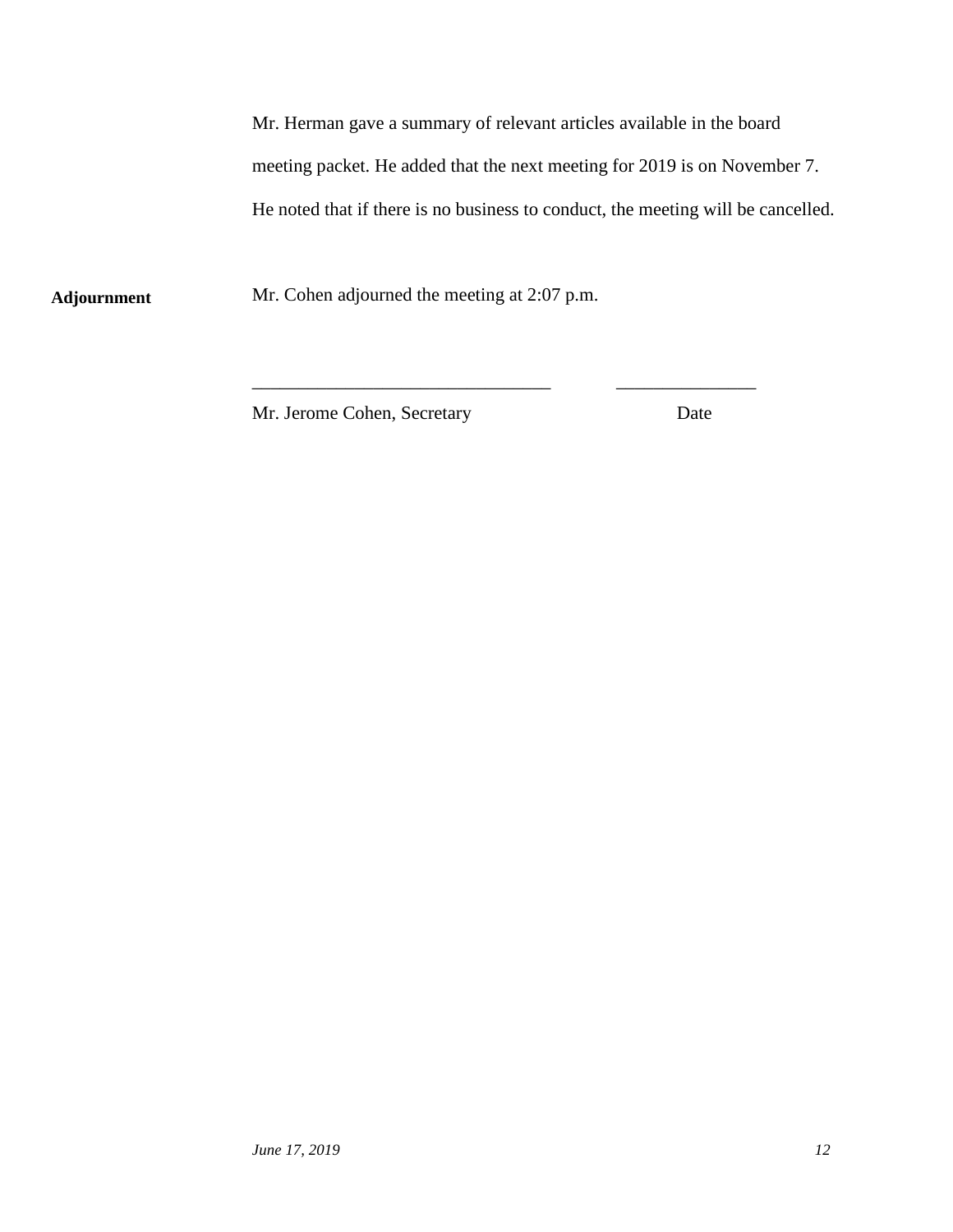Mr. Herman gave a summary of relevant articles available in the board meeting packet. He added that the next meeting for 2019 is on November 7. He noted that if there is no business to conduct, the meeting will be cancelled.

**Adjournment**

Mr. Cohen adjourned the meeting at 2:07 p.m.

________________________________ _______________

Mr. Jerome Cohen, Secretary Date